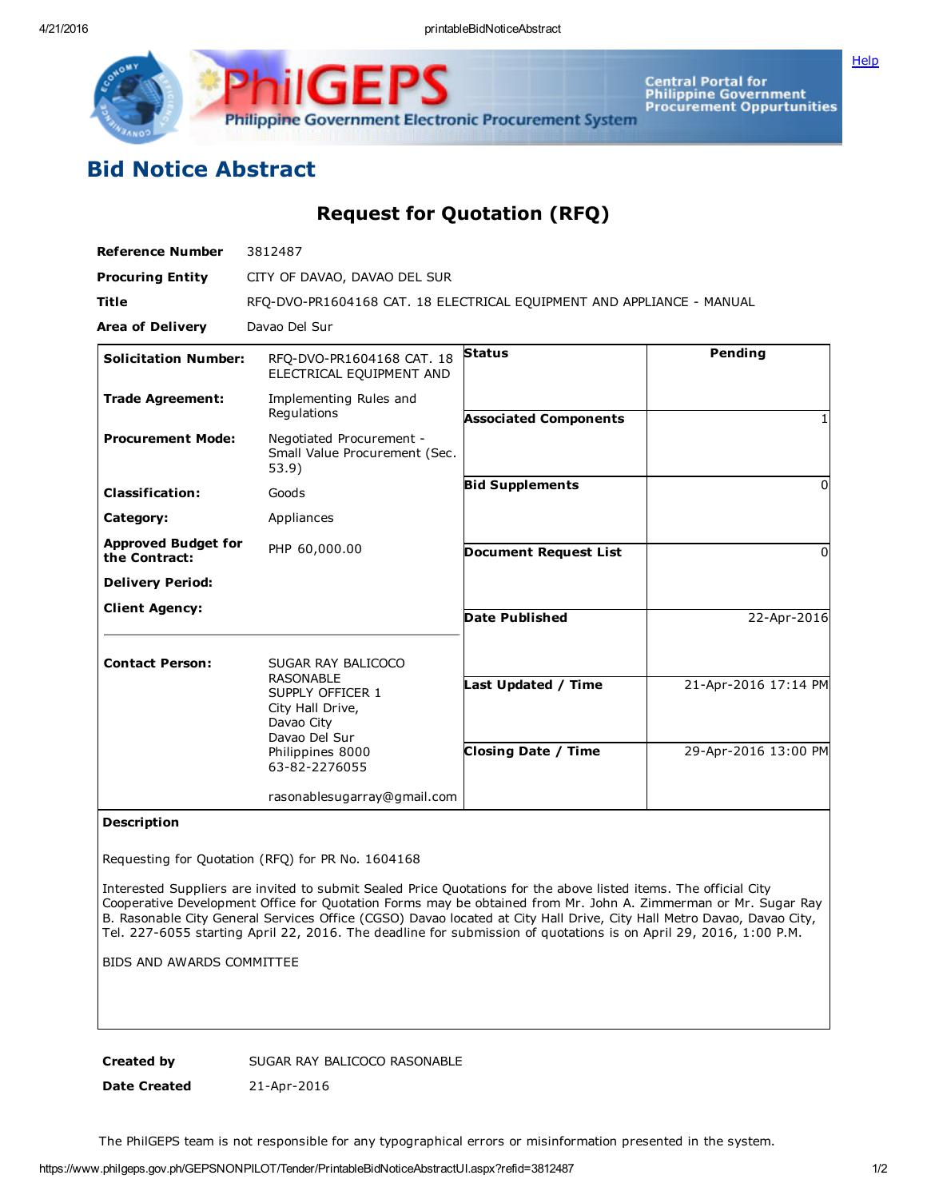# Bid Notice Abstract

## Request for Quotation (RFQ)

**Reference Number** 3812487

**Procuring Entity** CITY OF DAVAO, DAVAO DEL SUR

**Title** RFQ-DVO-PR1604168 CAT. 18 ELECTRICAL EQUIPMENT AND APPLIANCE - MANUAL

**Area of Delivery** Davao Del Sur

| | | | |
|---|---|---|---|
| **Solicitation Number:** | RFQ-DVO-PR1604168 CAT. 18 ELECTRICAL EQUIPMENT AND | **Status** | Pending |
| **Trade Agreement:** | Implementing Rules and Regulations | **Associated Components** | 1 |
| **Procurement Mode:** | Negotiated Procurement - Small Value Procurement (Sec. 53.9) | **Bid Supplements** | 0 |
| **Classification:** | Goods | **Document Request List** | 0 |
| **Category:** | Appliances | **Date Published** | 22-Apr-2016 |
| **Approved Budget for the Contract:** | PHP 60,000.00 | **Last Updated / Time** | 21-Apr-2016 17:14 PM |
| **Delivery Period:** | | **Closing Date / Time** | 29-Apr-2016 13:00 PM |
| **Client Agency:** | | | |
| **Contact Person:** | SUGAR RAY BALICOCO RASONABLE<br>SUPPLY OFFICER 1<br>City Hall Drive,<br>Davao City<br>Davao Del Sur<br>Philippines 8000<br>63-82-2276055<br><br>rasonablesugarray@gmail.com | | |

**Description**

Requesting for Quotation (RFQ) for PR No. 1604168

Interested Suppliers are invited to submit Sealed Price Quotations for the above listed items. The official City Cooperative Development Office for Quotation Forms may be obtained from Mr. John A. Zimmerman or Mr. Sugar Ray B. Rasonable City General Services Office (CGSO) Davao located at City Hall Drive, City Hall Metro Davao, Davao City, Tel. 227-6055 starting April 22, 2016. The deadline for submission of quotations is on April 29, 2016, 1:00 P.M.

BIDS AND AWARDS COMMITTEE

**Created by** SUGAR RAY BALICOCO RASONABLE

**Date Created** 21-Apr-2016

The PhilGEPS team is not responsible for any typographical errors or misinformation presented in the system.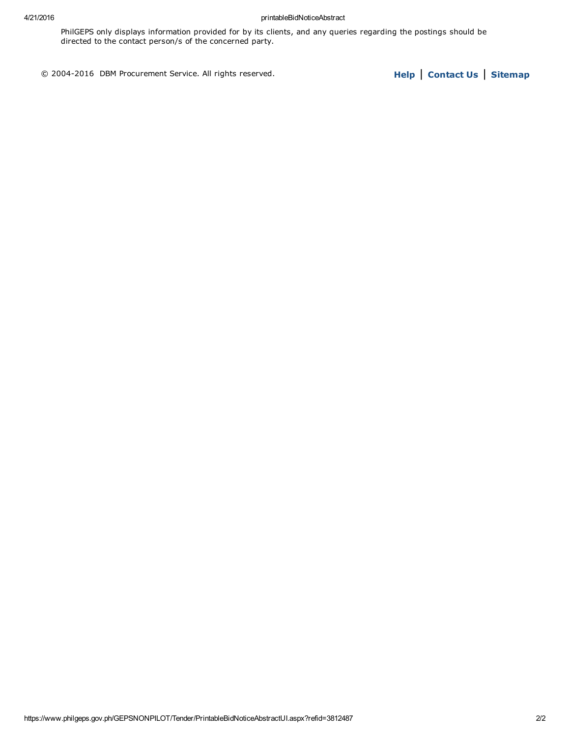PhilGEPS only displays information provided for by its clients, and any queries regarding the postings should be directed to the contact person/s of the concerned party.

© 2004-2016 DBM Procurement Service. All rights reserved.

**Help** | **Contact Us** | **Sitemap**